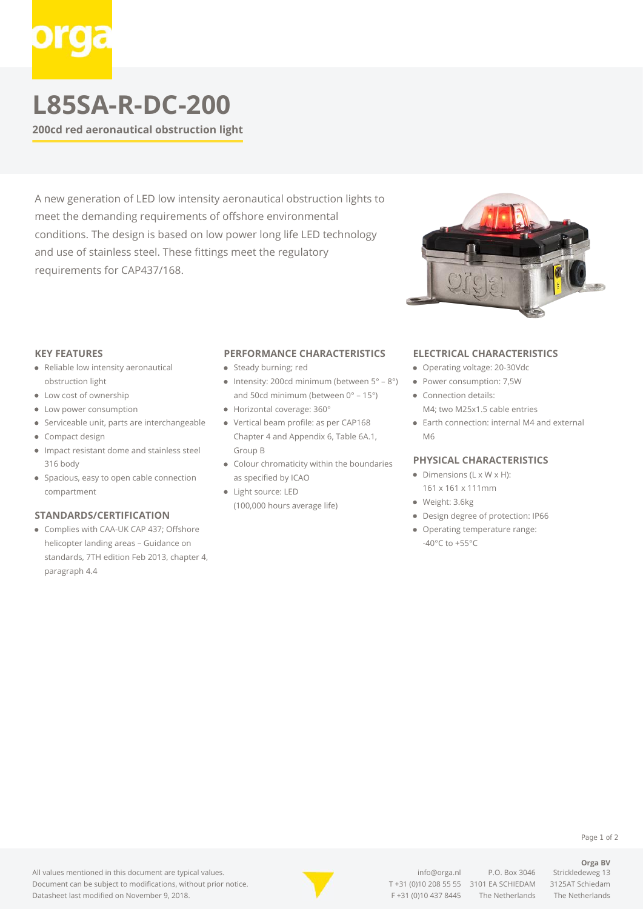# L85SA-R-DC-200

**200cd red aeronautical obstruction light**

A new generation of LED low intensity aeronautical obstruction lights to meet the demanding requirements of offshore environmental conditions. The design is based on low power long life LED technology and use of stainless steel. These fittings meet the regulatory requirements for CAP437/168.

## KEY FEATURES

- Reliable low intensity aeronautical obstruction light
- Low cost of ownership
- Low power consumption
- Serviceable unit, parts are interchangeable
- Compact design
- Impact resistant dome and stainless steel 316 body
- Spacious, easy to open cable connection compartment

## STANDARDS/CERTIFICATION

- Complies with CAA-UK CAP 437; Offshore helicopter landing areas – Guidance on standards, 7TH edition Feb 2013, chapter 4, paragraph 4.4

## PERFORMANCE CHARACTERISTICS

- Steady burning; red
- Intensity: 200cd minimum (between 5° – 8°) and 50cd minimum (between 0° – 15°)
- Horizontal coverage: 360°
- Vertical beam profile: as per CAP168 Chapter 4 and Appendix 6, Table 6A.1, Group B
- Colour chromaticity within the boundaries as specified by ICAO
- Light source: LED (100,000 hours average life)

## ELECTRICAL CHARACTERISTICS

- Operating voltage: 20-30Vdc
- Power consumption: 7,5W
- Connection details: M4; two M25x1.5 cable entries
- Earth connection: internal M4 and external M6

## PHYSICAL CHARACTERISTICS

- Dimensions (L x W x H): 161 x 161 x 111mm
- Weight: 3.6kg
- Design degree of protection: IP66
- Operating temperature range: -40°C to +55°C

All values mentioned in this document are typical values. Document can be subject to modifications, without prior notice. Datasheet last modified on November 9, 2018.

info@orga.nl
T +31 (0)10 208 55 55
F +31 (0)10 437 8445

P.O. Box 3046
3101 EA SCHIEDAM
The Netherlands

**Orga BV**
Strickledeweg 13
3125AT Schiedam
The Netherlands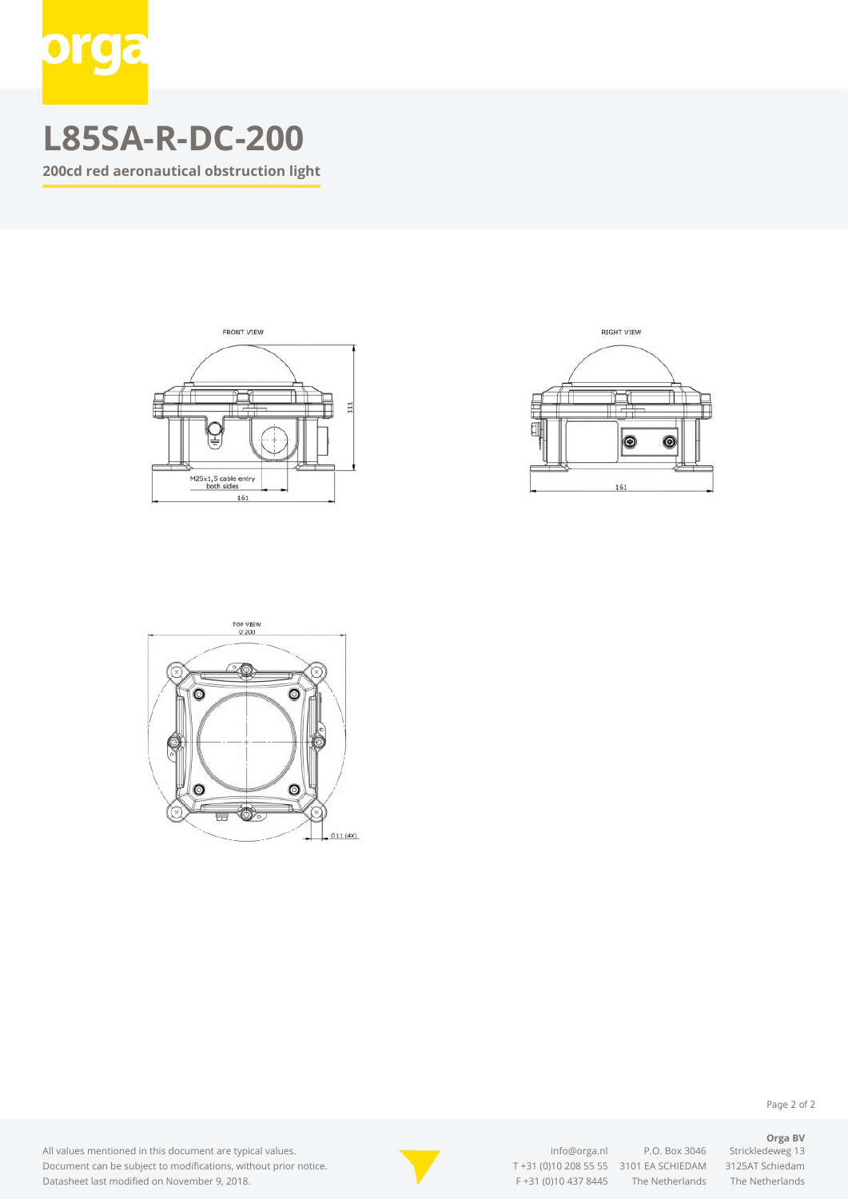# L85SA-R-DC-200

**200cd red aeronautical obstruction light**

FRONT VIEW

111

M25x1,5 cable entry
both sides

161

RIGHT VIEW

161

TOP VIEW
Ø 200

Ø11 (4X)

All values mentioned in this document are typical values.
Document can be subject to modifications, without prior notice.
Datasheet last modified on November 9, 2018.

info@orga.nl
T +31 (0)10 208 55 55
F +31 (0)10 437 8445

P.O. Box 3046
3101 EA SCHIEDAM
The Netherlands

**Orga BV**
Strickledeweg 13
3125AT Schiedam
The Netherlands